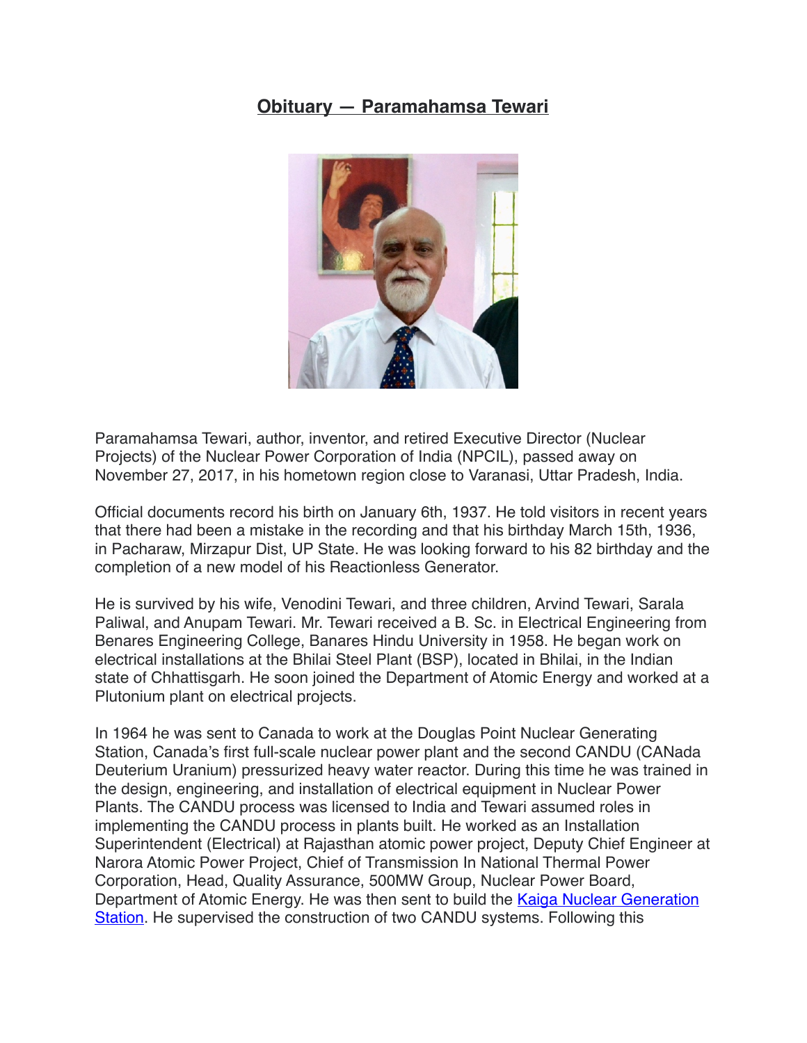# Obituary — Paramahamsa Tewari

Paramahamsa Tewari, author, inventor, and retired Executive Director (Nuclear Projects) of the Nuclear Power Corporation of India (NPCIL), passed away on November 27, 2017, in his hometown region close to Varanasi, Uttar Pradesh, India.

Official documents record his birth on January 6th, 1937. He told visitors in recent years that there had been a mistake in the recording and that his birthday March 15th, 1936, in Pacharaw, Mirzapur Dist, UP State. He was looking forward to his 82 birthday and the completion of a new model of his Reactionless Generator.

He is survived by his wife, Venodini Tewari, and three children, Arvind Tewari, Sarala Paliwal, and Anupam Tewari. Mr. Tewari received a B. Sc. in Electrical Engineering from Benares Engineering College, Banares Hindu University in 1958. He began work on electrical installations at the Bhilai Steel Plant (BSP), located in Bhilai, in the Indian state of Chhattisgarh. He soon joined the Department of Atomic Energy and worked at a Plutonium plant on electrical projects.

In 1964 he was sent to Canada to work at the Douglas Point Nuclear Generating Station, Canada's first full-scale nuclear power plant and the second CANDU (CANada Deuterium Uranium) pressurized heavy water reactor. During this time he was trained in the design, engineering, and installation of electrical equipment in Nuclear Power Plants. The CANDU process was licensed to India and Tewari assumed roles in implementing the CANDU process in plants built. He worked as an Installation Superintendent (Electrical) at Rajasthan atomic power project, Deputy Chief Engineer at Narora Atomic Power Project, Chief of Transmission In National Thermal Power Corporation, Head, Quality Assurance, 500MW Group, Nuclear Power Board, Department of Atomic Energy. He was then sent to build the [Kaiga Nuclear Generation Station](). He supervised the construction of two CANDU systems. Following this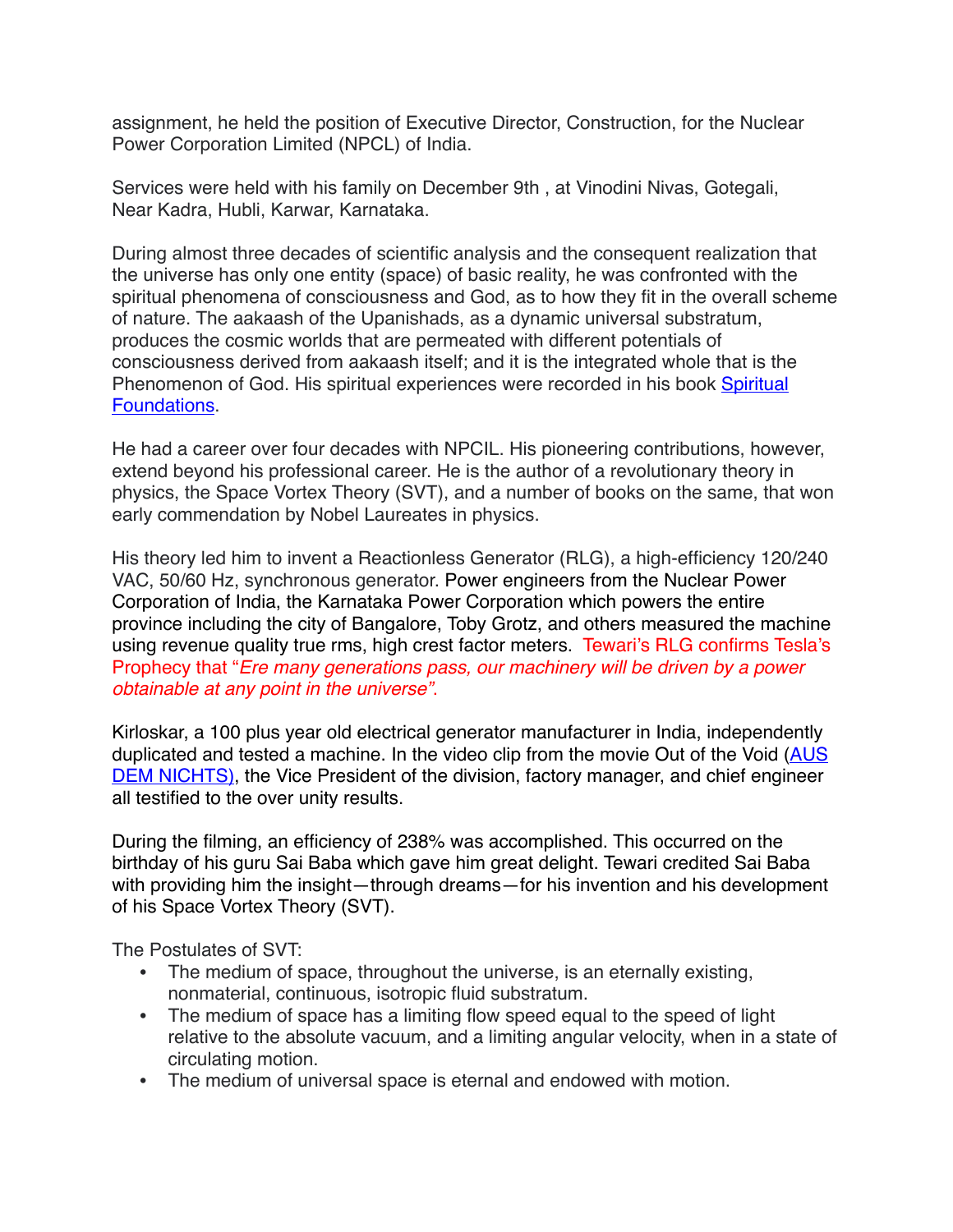assignment, he held the position of Executive Director, Construction, for the Nuclear Power Corporation Limited (NPCL) of India.

Services were held with his family on December 9th , at Vinodini Nivas, Gotegali, Near Kadra, Hubli, Karwar, Karnataka.

During almost three decades of scientific analysis and the consequent realization that the universe has only one entity (space) of basic reality, he was confronted with the spiritual phenomena of consciousness and God, as to how they fit in the overall scheme of nature. The aakaash of the Upanishads, as a dynamic universal substratum, produces the cosmic worlds that are permeated with different potentials of consciousness derived from aakaash itself; and it is the integrated whole that is the Phenomenon of God. His spiritual experiences were recorded in his book [Spiritual Foundations](#).

He had a career over four decades with NPCIL. His pioneering contributions, however, extend beyond his professional career. He is the author of a revolutionary theory in physics, the Space Vortex Theory (SVT), and a number of books on the same, that won early commendation by Nobel Laureates in physics.

His theory led him to invent a Reactionless Generator (RLG), a high-efficiency 120/240 VAC, 50/60 Hz, synchronous generator. Power engineers from the Nuclear Power Corporation of India, the Karnataka Power Corporation which powers the entire province including the city of Bangalore, Toby Grotz, and others measured the machine using revenue quality true rms, high crest factor meters. Tewari's RLG confirms Tesla's Prophecy that "*Ere many generations pass, our machinery will be driven by a power obtainable at any point in the universe"*.

Kirloskar, a 100 plus year old electrical generator manufacturer in India, independently duplicated and tested a machine. In the video clip from the movie Out of the Void ([AUS DEM NICHTS)](#), the Vice President of the division, factory manager, and chief engineer all testified to the over unity results.

During the filming, an efficiency of 238% was accomplished. This occurred on the birthday of his guru Sai Baba which gave him great delight. Tewari credited Sai Baba with providing him the insight—through dreams—for his invention and his development of his Space Vortex Theory (SVT).

The Postulates of SVT:

- The medium of space, throughout the universe, is an eternally existing, nonmaterial, continuous, isotropic fluid substratum.
- The medium of space has a limiting flow speed equal to the speed of light relative to the absolute vacuum, and a limiting angular velocity, when in a state of circulating motion.
- The medium of universal space is eternal and endowed with motion.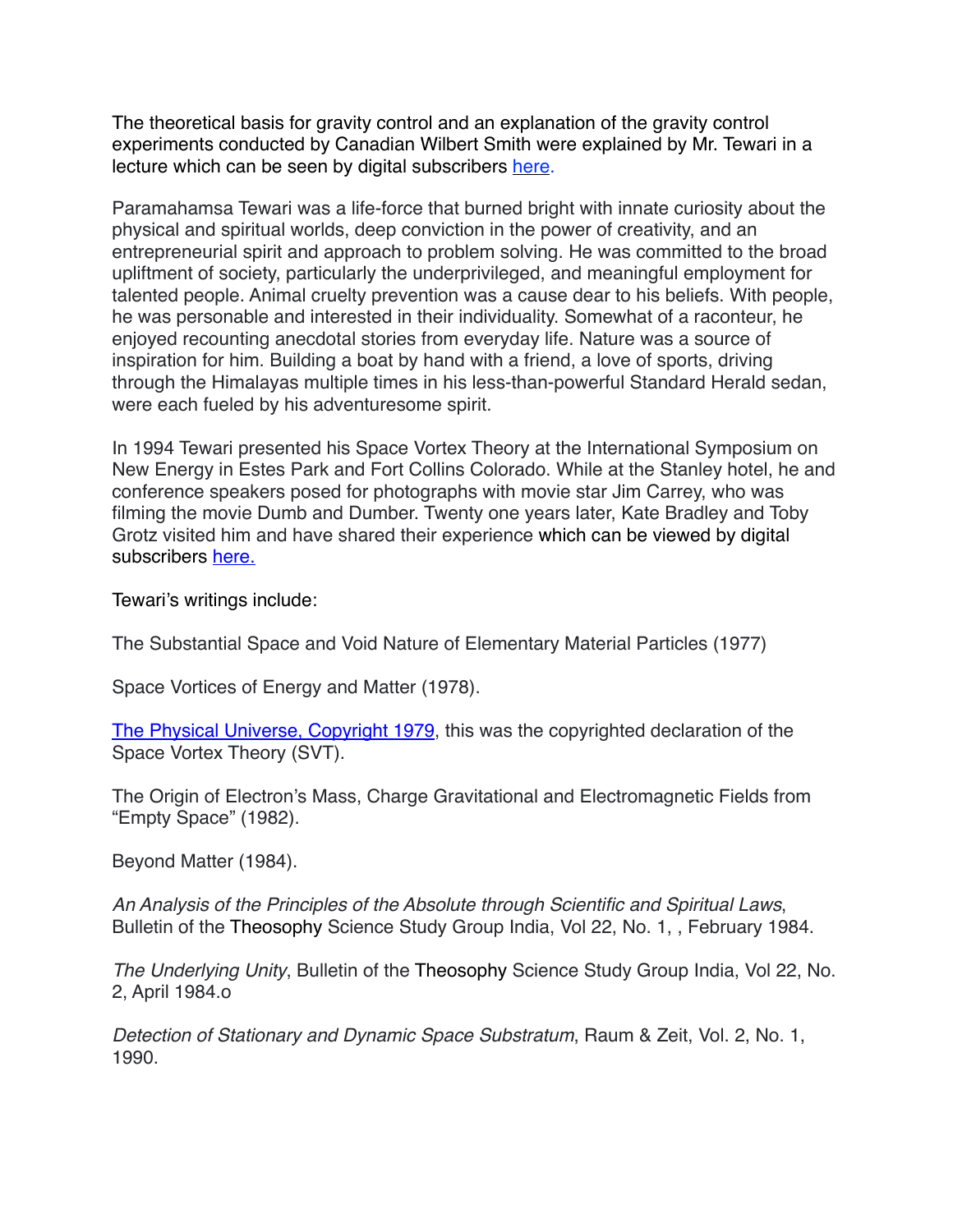The theoretical basis for gravity control and an explanation of the gravity control experiments conducted by Canadian Wilbert Smith were explained by Mr. Tewari in a lecture which can be seen by digital subscribers [here.](#)

Paramahamsa Tewari was a life-force that burned bright with innate curiosity about the physical and spiritual worlds, deep conviction in the power of creativity, and an entrepreneurial spirit and approach to problem solving. He was committed to the broad upliftment of society, particularly the underprivileged, and meaningful employment for talented people. Animal cruelty prevention was a cause dear to his beliefs. With people, he was personable and interested in their individuality. Somewhat of a raconteur, he enjoyed recounting anecdotal stories from everyday life. Nature was a source of inspiration for him. Building a boat by hand with a friend, a love of sports, driving through the Himalayas multiple times in his less-than-powerful Standard Herald sedan, were each fueled by his adventuresome spirit.

In 1994 Tewari presented his Space Vortex Theory at the International Symposium on New Energy in Estes Park and Fort Collins Colorado. While at the Stanley hotel, he and conference speakers posed for photographs with movie star Jim Carrey, who was filming the movie Dumb and Dumber. Twenty one years later, Kate Bradley and Toby Grotz visited him and have shared their experience which can be viewed by digital subscribers [here.](#)

Tewari's writings include:

The Substantial Space and Void Nature of Elementary Material Particles (1977)

Space Vortices of Energy and Matter (1978).

[The Physical Universe, Copyright 1979](#), this was the copyrighted declaration of the Space Vortex Theory (SVT).

The Origin of Electron's Mass, Charge Gravitational and Electromagnetic Fields from "Empty Space" (1982).

Beyond Matter (1984).

*An Analysis of the Principles of the Absolute through Scientific and Spiritual Laws*, Bulletin of the Theosophy Science Study Group India, Vol 22, No. 1, , February 1984.

*The Underlying Unity*, Bulletin of the Theosophy Science Study Group India, Vol 22, No. 2, April 1984.o

*Detection of Stationary and Dynamic Space Substratum*, Raum & Zeit, Vol. 2, No. 1, 1990.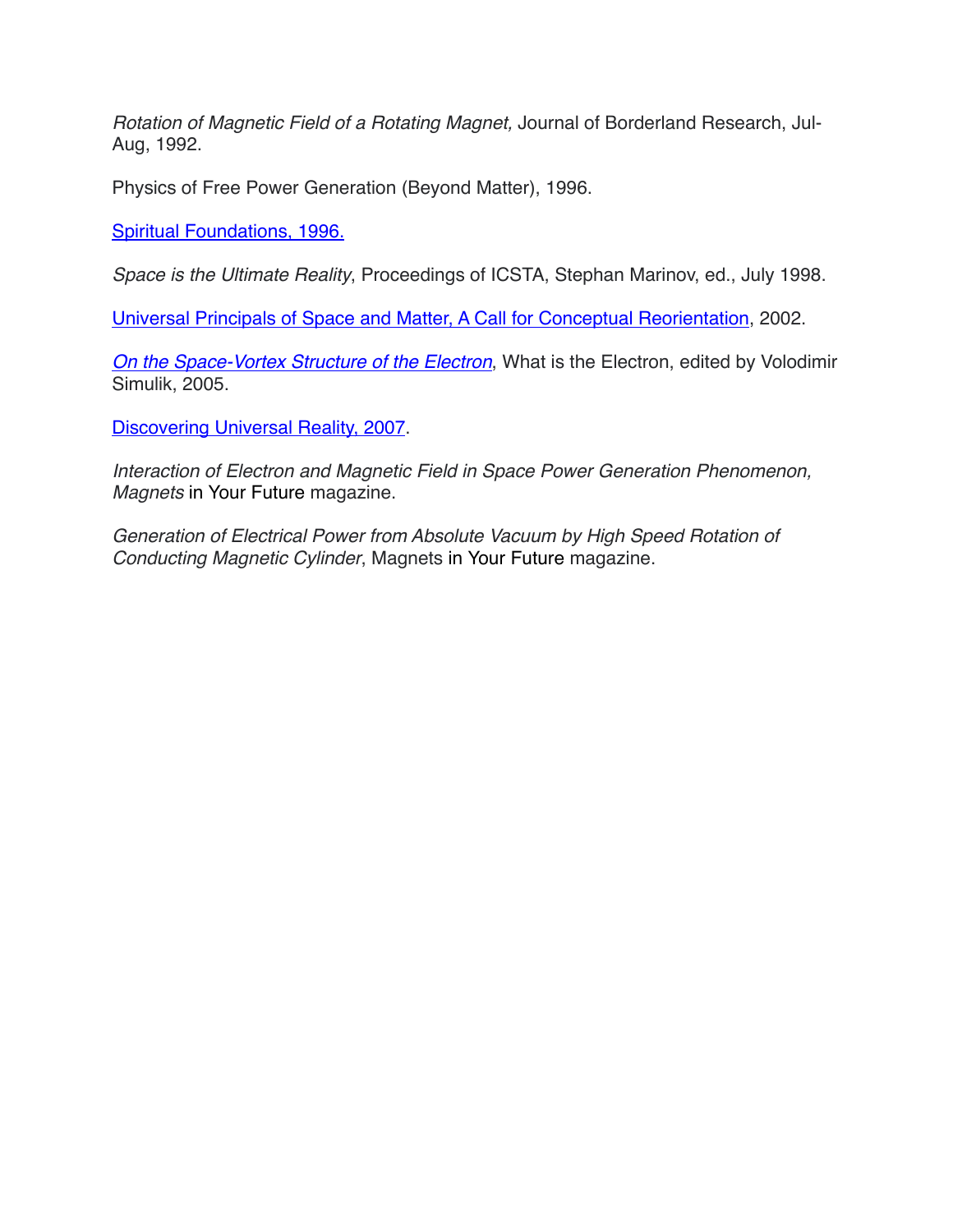*Rotation of Magnetic Field of a Rotating Magnet,* Journal of Borderland Research, Jul-Aug, 1992.

Physics of Free Power Generation (Beyond Matter), 1996.

Spiritual Foundations, 1996.

*Space is the Ultimate Reality*, Proceedings of ICSTA, Stephan Marinov, ed., July 1998.

Universal Principals of Space and Matter, A Call for Conceptual Reorientation, 2002.

*On the Space-Vortex Structure of the Electron*, What is the Electron, edited by Volodimir Simulik, 2005.

Discovering Universal Reality, 2007.

*Interaction of Electron and Magnetic Field in Space Power Generation Phenomenon, Magnets* in Your Future magazine.

*Generation of Electrical Power from Absolute Vacuum by High Speed Rotation of Conducting Magnetic Cylinder*, Magnets in Your Future magazine.